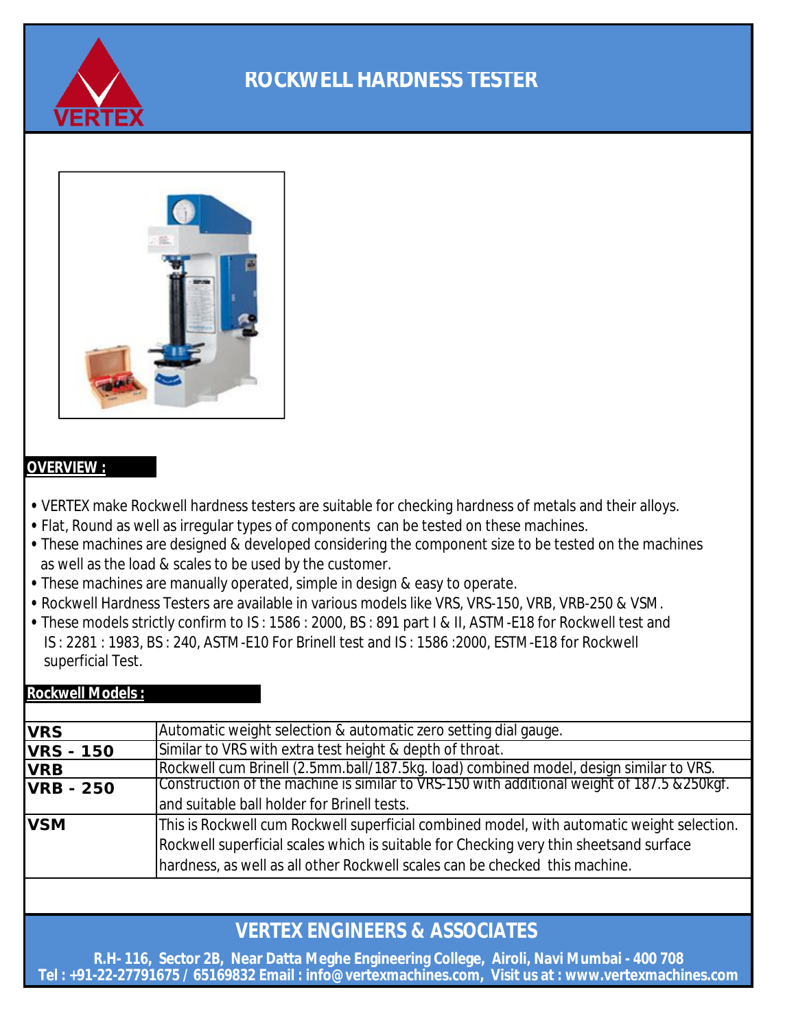# ROCKWELL HARDNESS TESTER

## OVERVIEW :

- VERTEX make Rockwell hardness testers are suitable for checking hardness of metals and their alloys.
- Flat, Round as well as irregular types of components can be tested on these machines.
- These machines are designed & developed considering the component size to be tested on the machines as well as the load & scales to be used by the customer.
- These machines are manually operated, simple in design & easy to operate.
- Rockwell Hardness Testers are available in various models like VRS, VRS-150, VRB, VRB-250 & VSM.
- These models strictly confirm to IS : 1586 : 2000, BS : 891 part I & II, ASTM-E18 for Rockwell test and IS : 2281 : 1983, BS : 240, ASTM-E10 For Brinell test and IS : 1586 :2000, ESTM-E18 for Rockwell superficial Test.

## Rockwell Models :

| Model | Description |
|---|---|
| **VRS** | Automatic weight selection & automatic zero setting dial gauge. |
| **VRS - 150** | Similar to VRS with extra test height & depth of throat. |
| **VRB** | Rockwell cum Brinell (2.5mm.ball/187.5kg. load) combined model, design similar to VRS. |
| **VRB - 250** | Construction of the machine is similar to VRS-150 with additional weight of 187.5 &250kgf. and suitable ball holder for Brinell tests. |
| **VSM** | This is Rockwell cum Rockwell superficial combined model, with automatic weight selection. Rockwell superficial scales which is suitable for Checking very thin sheetsand surface hardness, as well as all other Rockwell scales can be checked this machine. |

## VERTEX ENGINEERS & ASSOCIATES

R.H- 116, Sector 2B, Near Datta Meghe Engineering College, Airoli, Navi Mumbai - 400 708
Tel : +91-22-27791675 / 65169832 Email : info@vertexmachines.com, Visit us at : www.vertexmachines.com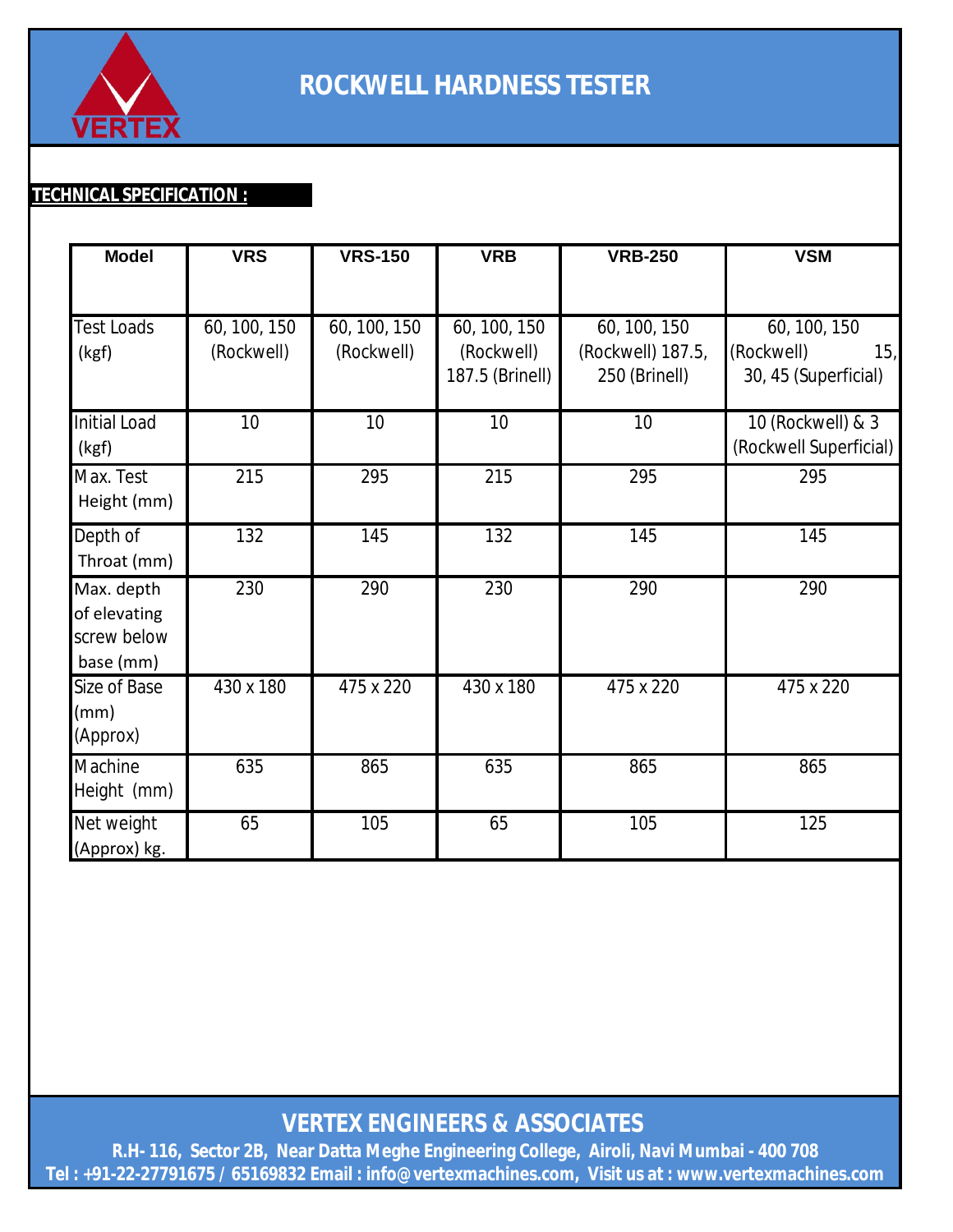# ROCKWELL HARDNESS TESTER

**TECHNICAL SPECIFICATION :**

| Model | VRS | VRS-150 | VRB | VRB-250 | VSM |
|---|---|---|---|---|---|
| Test Loads (kgf) | 60, 100, 150 (Rockwell) | 60, 100, 150 (Rockwell) | 60, 100, 150 (Rockwell) 187.5 (Brinell) | 60, 100, 150 (Rockwell) 187.5, 250 (Brinell) | 60, 100, 150 (Rockwell) 15, 30, 45 (Superficial) |
| Initial Load (kgf) | 10 | 10 | 10 | 10 | 10 (Rockwell) & 3 (Rockwell Superficial) |
| Max. Test Height (mm) | 215 | 295 | 215 | 295 | 295 |
| Depth of Throat (mm) | 132 | 145 | 132 | 145 | 145 |
| Max. depth of elevating screw below base (mm) | 230 | 290 | 230 | 290 | 290 |
| Size of Base (mm) (Approx) | 430 x 180 | 475 x 220 | 430 x 180 | 475 x 220 | 475 x 220 |
| Machine Height (mm) | 635 | 865 | 635 | 865 | 865 |
| Net weight (Approx) kg. | 65 | 105 | 65 | 105 | 125 |

**VERTEX ENGINEERS & ASSOCIATES**

R.H- 116, Sector 2B, Near Datta Meghe Engineering College, Airoli, Navi Mumbai - 400 708

Tel : +91-22-27791675 / 65169832 Email : info@vertexmachines.com, Visit us at : www.vertexmachines.com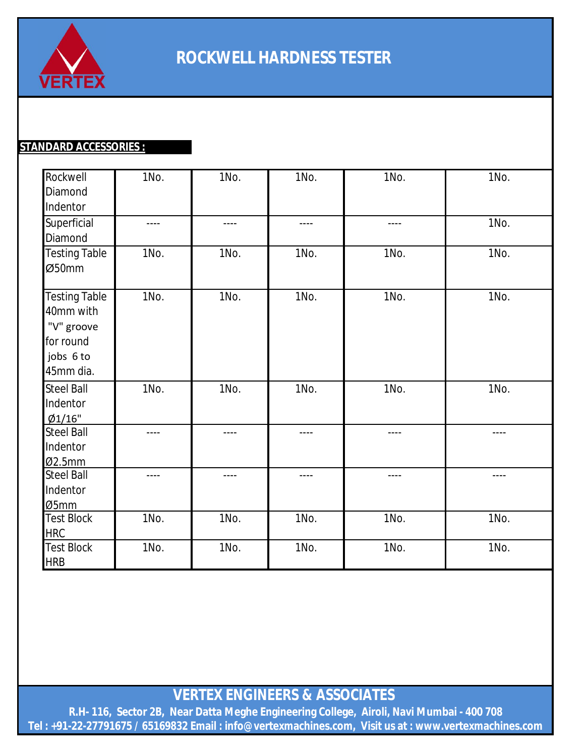# ROCKWELL HARDNESS TESTER

**STANDARD ACCESSORIES :**

| | | | | | |
|---|---|---|---|---|---|
| Rockwell Diamond Indentor | 1No. | 1No. | 1No. | 1No. | 1No. |
| Superficial Diamond | ---- | ---- | ---- | ---- | 1No. |
| Testing Table Ø50mm | 1No. | 1No. | 1No. | 1No. | 1No. |
| Testing Table 40mm with "V" groove for round jobs 6 to 45mm dia. | 1No. | 1No. | 1No. | 1No. | 1No. |
| Steel Ball Indentor Ø1/16" | 1No. | 1No. | 1No. | 1No. | 1No. |
| Steel Ball Indentor Ø2.5mm | ---- | ---- | ---- | ---- | ---- |
| Steel Ball Indentor Ø5mm | ---- | ---- | ---- | ---- | ---- |
| Test Block HRC | 1No. | 1No. | 1No. | 1No. | 1No. |
| Test Block HRB | 1No. | 1No. | 1No. | 1No. | 1No. |

**VERTEX ENGINEERS & ASSOCIATES**

R.H- 116, Sector 2B, Near Datta Meghe Engineering College, Airoli, Navi Mumbai - 400 708

Tel : +91-22-27791675 / 65169832 Email : info@vertexmachines.com, Visit us at : www.vertexmachines.com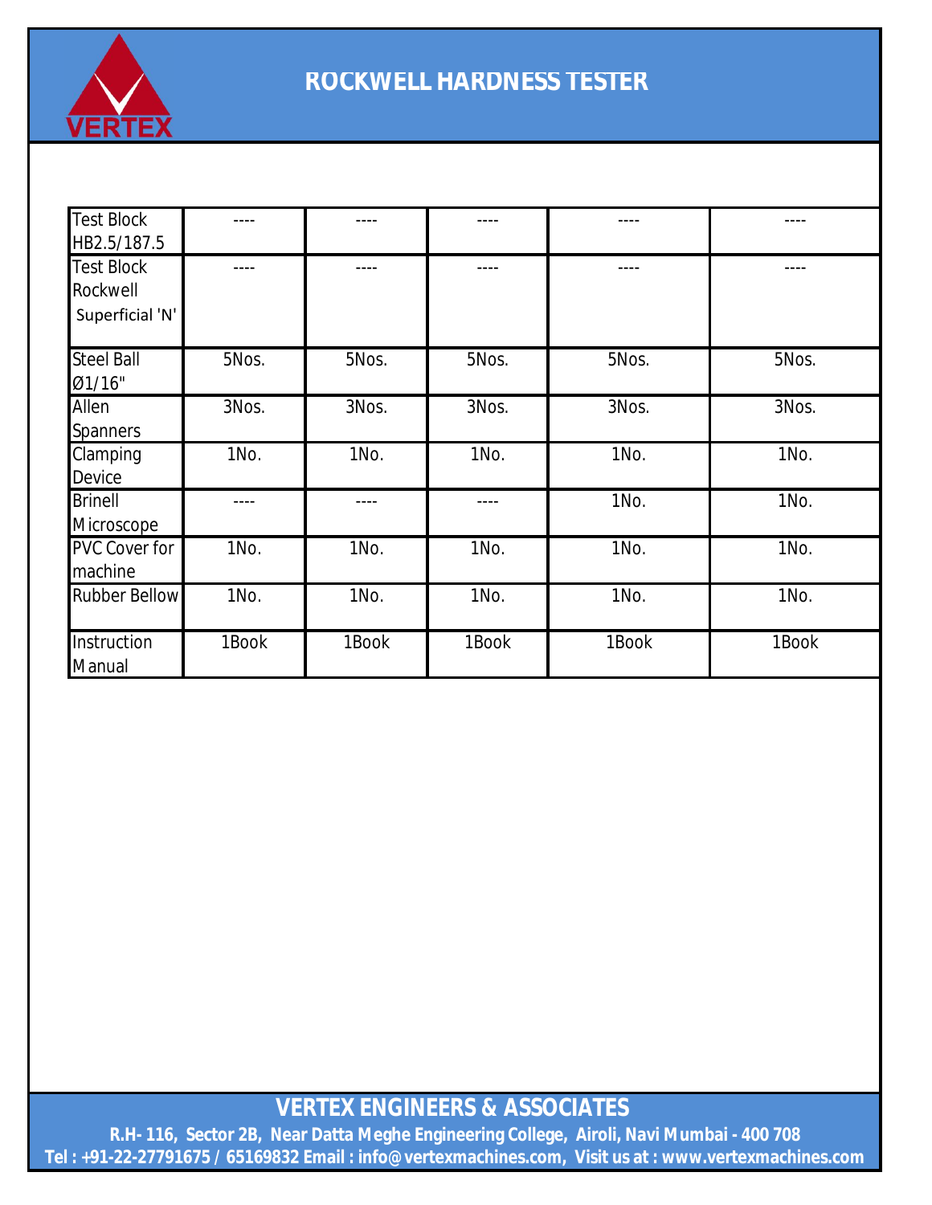# ROCKWELL HARDNESS TESTER

| | | | | | |
|---|---|---|---|---|---|
| Test Block HB2.5/187.5 | ---- | ---- | ---- | ---- | ---- |
| Test Block Rockwell Superficial 'N' | ---- | ---- | ---- | ---- | ---- |
| Steel Ball Ø1/16" | 5Nos. | 5Nos. | 5Nos. | 5Nos. | 5Nos. |
| Allen Spanners | 3Nos. | 3Nos. | 3Nos. | 3Nos. | 3Nos. |
| Clamping Device | 1No. | 1No. | 1No. | 1No. | 1No. |
| Brinell Microscope | ---- | ---- | ---- | 1No. | 1No. |
| PVC Cover for machine | 1No. | 1No. | 1No. | 1No. | 1No. |
| Rubber Bellow | 1No. | 1No. | 1No. | 1No. | 1No. |
| Instruction Manual | 1Book | 1Book | 1Book | 1Book | 1Book |

**VERTEX ENGINEERS & ASSOCIATES**

R.H- 116, Sector 2B, Near Datta Meghe Engineering College, Airoli, Navi Mumbai - 400 708

Tel : +91-22-27791675 / 65169832 Email : info@vertexmachines.com, Visit us at : www.vertexmachines.com